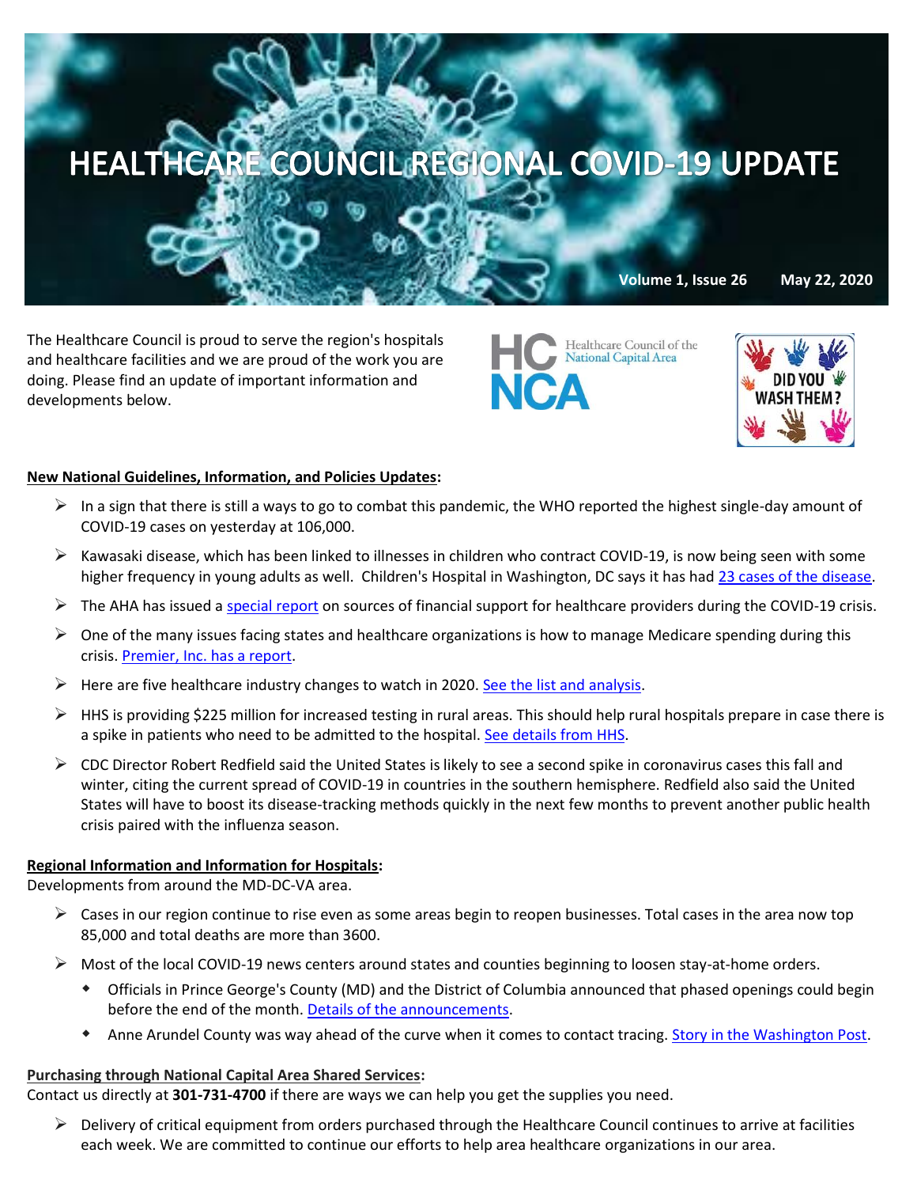# HEALTHCARE COUNCIL REGIONAL COVID-19 UPDATE

**Volume 1, Issue 26 May 22, 2020**

The Healthcare Council is proud to serve the region's hospitals and healthcare facilities and we are proud of the work you are doing. Please find an update of important information and developments below.

HC NCA Healthcare Council of the National Capital Area

DID YOU WASH THEM?

**New National Guidelines, Information, and Policies Updates:**

- In a sign that there is still a ways to go to combat this pandemic, the WHO reported the highest single-day amount of COVID-19 cases on yesterday at 106,000.
- Kawasaki disease, which has been linked to illnesses in children who contract COVID-19, is now being seen with some higher frequency in young adults as well. Children's Hospital in Washington, DC says it has had 23 cases of the disease.
- The AHA has issued a special report on sources of financial support for healthcare providers during the COVID-19 crisis.
- One of the many issues facing states and healthcare organizations is how to manage Medicare spending during this crisis. Premier, Inc. has a report.
- Here are five healthcare industry changes to watch in 2020. See the list and analysis.
- HHS is providing $225 million for increased testing in rural areas. This should help rural hospitals prepare in case there is a spike in patients who need to be admitted to the hospital. See details from HHS.
- CDC Director Robert Redfield said the United States is likely to see a second spike in coronavirus cases this fall and winter, citing the current spread of COVID-19 in countries in the southern hemisphere. Redfield also said the United States will have to boost its disease-tracking methods quickly in the next few months to prevent another public health crisis paired with the influenza season.

**Regional Information and Information for Hospitals:**
Developments from around the MD-DC-VA area.

- Cases in our region continue to rise even as some areas begin to reopen businesses. Total cases in the area now top 85,000 and total deaths are more than 3600.
- Most of the local COVID-19 news centers around states and counties beginning to loosen stay-at-home orders.
  - Officials in Prince George's County (MD) and the District of Columbia announced that phased openings could begin before the end of the month. Details of the announcements.
  - Anne Arundel County was way ahead of the curve when it comes to contact tracing. Story in the Washington Post.

**Purchasing through National Capital Area Shared Services:**
Contact us directly at **301-731-4700** if there are ways we can help you get the supplies you need.

- Delivery of critical equipment from orders purchased through the Healthcare Council continues to arrive at facilities each week. We are committed to continue our efforts to help area healthcare organizations in our area.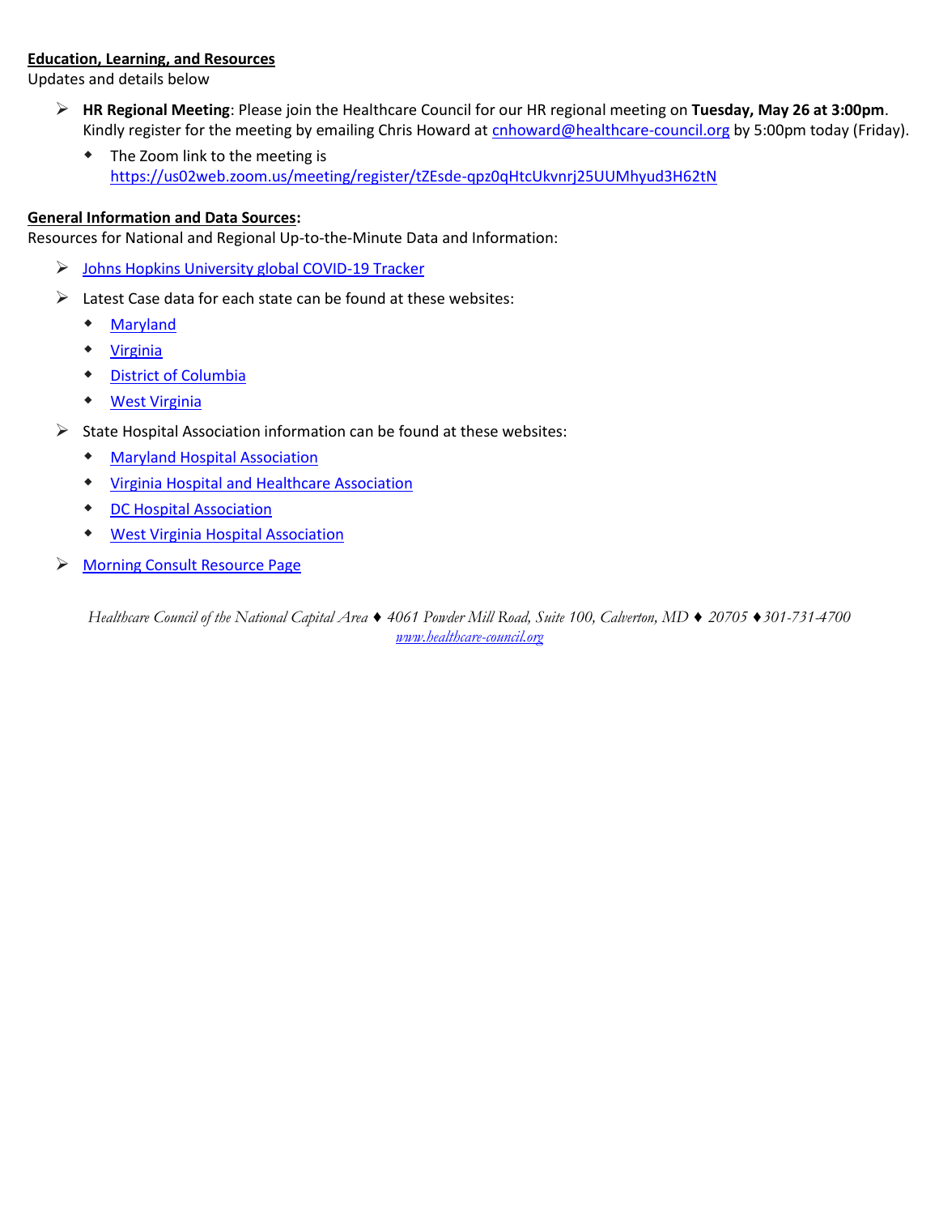**Education, Learning, and Resources**

Updates and details below

- **HR Regional Meeting**: Please join the Healthcare Council for our HR regional meeting on **Tuesday, May 26 at 3:00pm**. Kindly register for the meeting by emailing Chris Howard at cnhoward@healthcare-council.org by 5:00pm today (Friday).
  - The Zoom link to the meeting is https://us02web.zoom.us/meeting/register/tZEsde-qpz0qHtcUkvnrj25UUMhyud3H62tN

**General Information and Data Sources:**

Resources for National and Regional Up-to-the-Minute Data and Information:

- Johns Hopkins University global COVID-19 Tracker
- Latest Case data for each state can be found at these websites:
  - Maryland
  - Virginia
  - District of Columbia
  - West Virginia
- State Hospital Association information can be found at these websites:
  - Maryland Hospital Association
  - Virginia Hospital and Healthcare Association
  - DC Hospital Association
  - West Virginia Hospital Association
- Morning Consult Resource Page

*Healthcare Council of the National Capital Area ♦ 4061 Powder Mill Road, Suite 100, Calverton, MD ♦ 20705 ♦301-731-4700*
*www.healthcare-council.org*